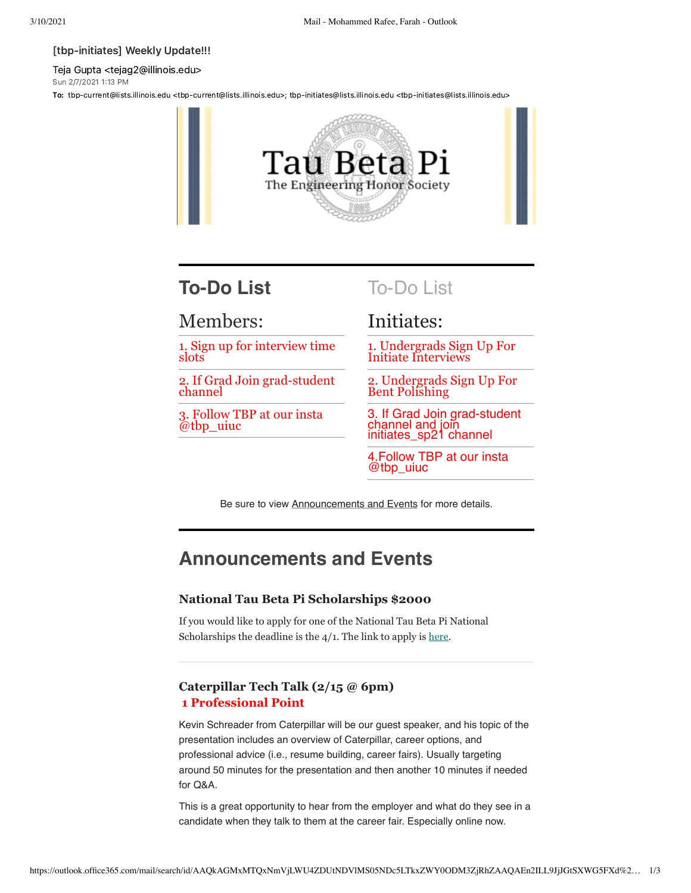[tbp-initiates] Weekly Update!!!

Teja Gupta <tejag2@illinois.edu>
Sun 2/7/2021 1:13 PM

**To:** tbp-current@lists.illinois.edu <tbp-current@lists.illinois.edu>; tbp-initiates@lists.illinois.edu <tbp-initiates@lists.illinois.edu>

Tau Beta Pi
The Engineering Honor Society

## To-Do List

### Members:

1. Sign up for interview time slots
2. If Grad Join grad-student channel
3. Follow TBP at our insta @tbp_uiuc

## To-Do List

### Initiates:

1. Undergrads Sign Up For Initiate Interviews
2. Undergrads Sign Up For Bent Polishing
3. If Grad Join grad-student channel and join initiates_sp21 channel
4. Follow TBP at our insta @tbp_uiuc

Be sure to view Announcements and Events for more details.

## Announcements and Events

### National Tau Beta Pi Scholarships $2000

If you would like to apply for one of the National Tau Beta Pi National Scholarships the deadline is the 4/1. The link to apply is here.

### Caterpillar Tech Talk (2/15 @ 6pm)

**1 Professional Point**

Kevin Schreader from Caterpillar will be our guest speaker, and his topic of the presentation includes an overview of Caterpillar, career options, and professional advice (i.e., resume building, career fairs). Usually targeting around 50 minutes for the presentation and then another 10 minutes if needed for Q&A.

This is a great opportunity to hear from the employer and what do they see in a candidate when they talk to them at the career fair. Especially online now.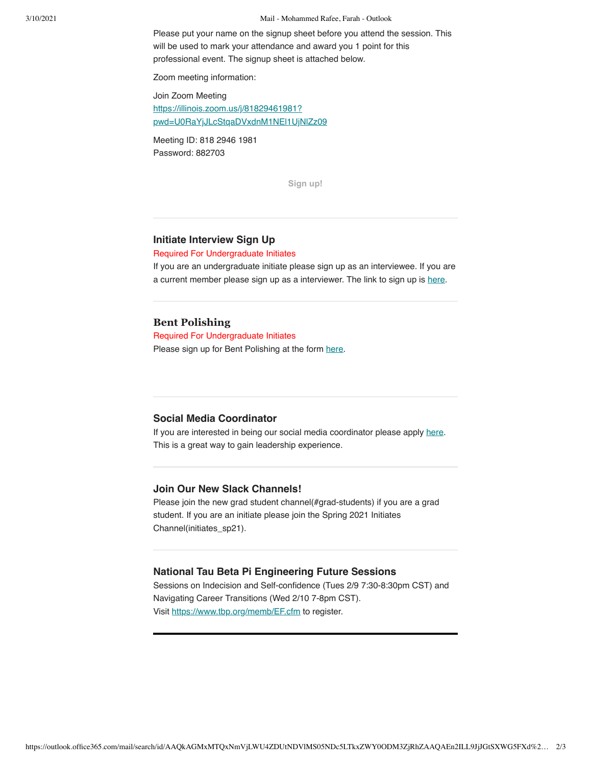Please put your name on the signup sheet before you attend the session. This will be used to mark your attendance and award you 1 point for this professional event. The signup sheet is attached below.

Zoom meeting information:

Join Zoom Meeting
https://illinois.zoom.us/j/81829461981?pwd=U0RaYjJLcStqaDVxdnM1NEl1UjNlZz09

Meeting ID: 818 2946 1981
Password: 882703

Sign up!

---

### Initiate Interview Sign Up

Required For Undergraduate Initiates

If you are an undergraduate initiate please sign up as an interviewee. If you are a current member please sign up as a interviewer. The link to sign up is here.

---

### Bent Polishing

Required For Undergraduate Initiates

Please sign up for Bent Polishing at the form here.

---

### Social Media Coordinator

If you are interested in being our social media coordinator please apply here. This is a great way to gain leadership experience.

---

### Join Our New Slack Channels!

Please join the new grad student channel(#grad-students) if you are a grad student. If you are an initiate please join the Spring 2021 Initiates Channel(initiates_sp21).

---

### National Tau Beta Pi Engineering Future Sessions

Sessions on Indecision and Self-confidence (Tues 2/9 7:30-8:30pm CST) and Navigating Career Transitions (Wed 2/10 7-8pm CST).
Visit https://www.tbp.org/memb/EF.cfm to register.

---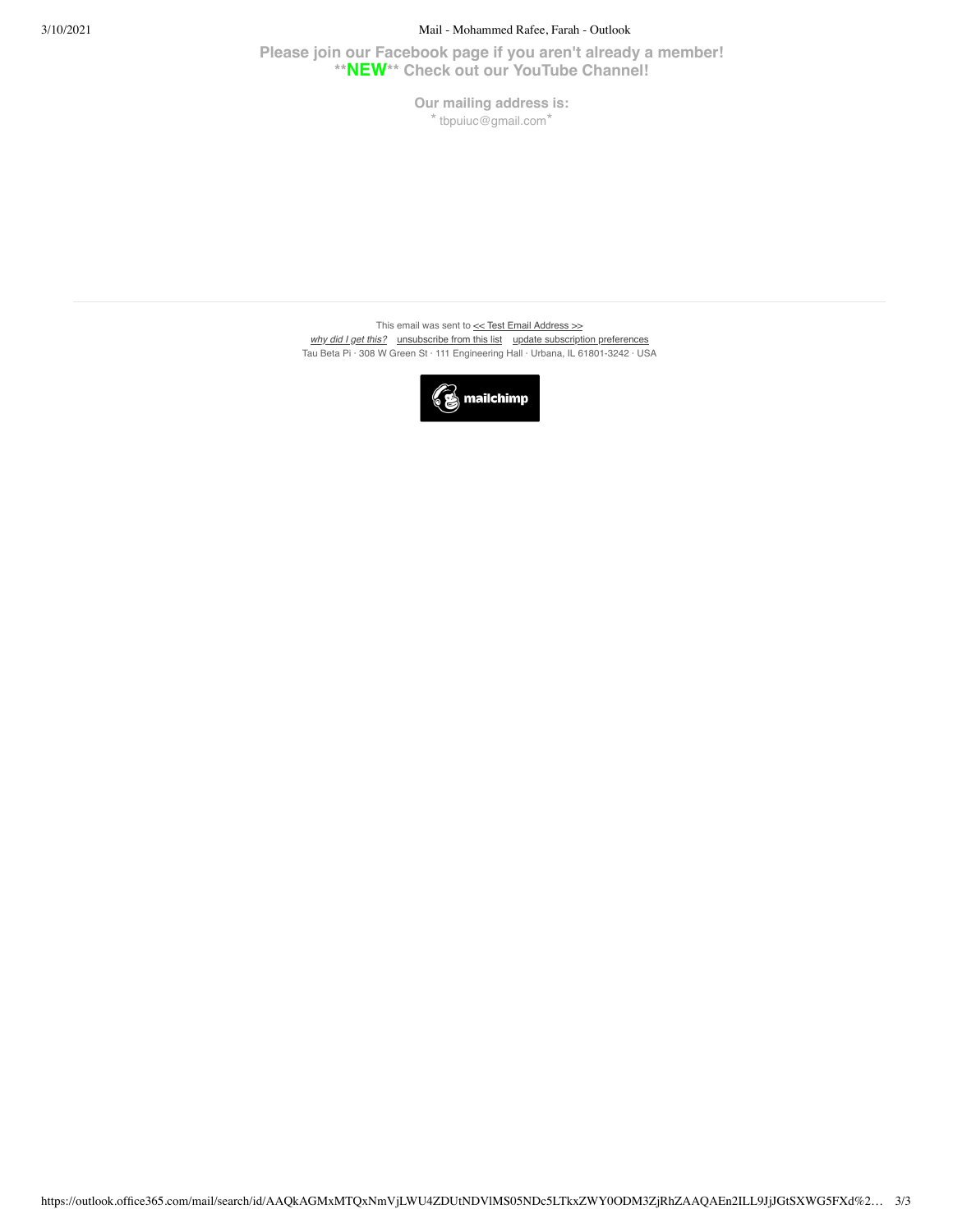**Please join our Facebook page if you aren't already a member!**
****NEW** Check out our YouTube Channel!**

**Our mailing address is:**
* tbpuiuc@gmail.com*

---

This email was sent to << Test Email Address >>
*why did I get this?* unsubscribe from this list update subscription preferences
Tau Beta Pi · 308 W Green St · 111 Engineering Hall · Urbana, IL 61801-3242 · USA

mailchimp